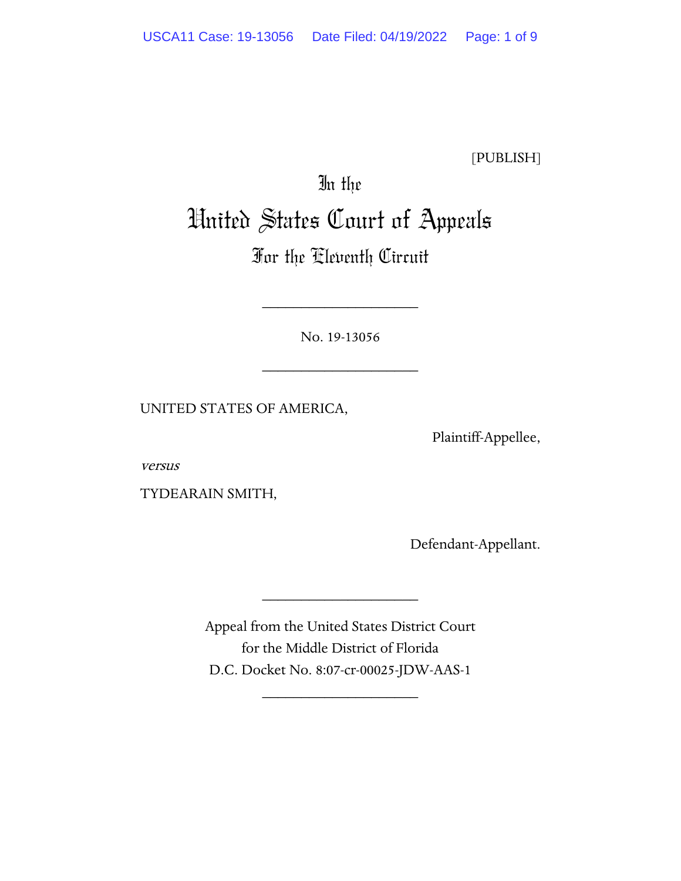[PUBLISH]

# In the United States Court of Appeals For the Eleventh Circuit

____________________

No. 19-13056

____________________

UNITED STATES OF AMERICA,

Plaintiff-Appellee,

*versus*

TYDEARAIN SMITH,

Defendant-Appellant.

____________________

Appeal from the United States District Court for the Middle District of Florida
D.C. Docket No. 8:07-cr-00025-JDW-AAS-1

____________________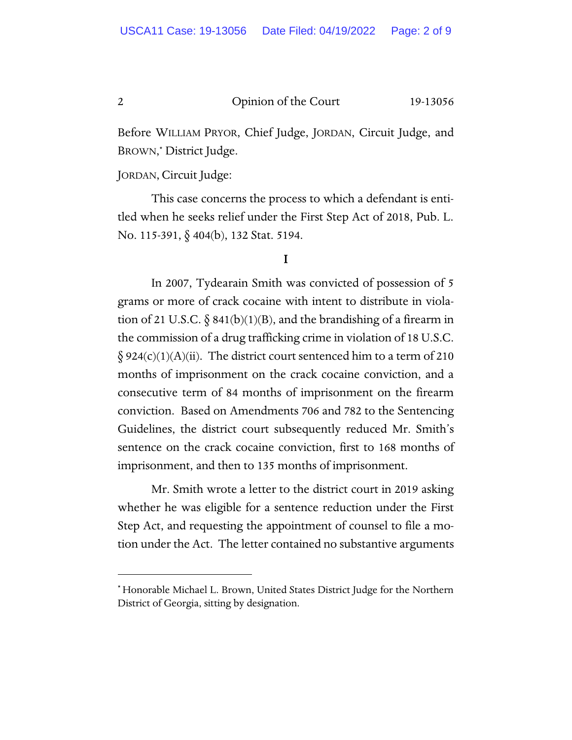Before WILLIAM PRYOR, Chief Judge, JORDAN, Circuit Judge, and BROWN,* District Judge.

JORDAN, Circuit Judge:

This case concerns the process to which a defendant is entitled when he seeks relief under the First Step Act of 2018, Pub. L. No. 115-391, § 404(b), 132 Stat. 5194.

## I

In 2007, Tydearain Smith was convicted of possession of 5 grams or more of crack cocaine with intent to distribute in violation of 21 U.S.C. § 841(b)(1)(B), and the brandishing of a firearm in the commission of a drug trafficking crime in violation of 18 U.S.C. § 924(c)(1)(A)(ii). The district court sentenced him to a term of 210 months of imprisonment on the crack cocaine conviction, and a consecutive term of 84 months of imprisonment on the firearm conviction. Based on Amendments 706 and 782 to the Sentencing Guidelines, the district court subsequently reduced Mr. Smith's sentence on the crack cocaine conviction, first to 168 months of imprisonment, and then to 135 months of imprisonment.

Mr. Smith wrote a letter to the district court in 2019 asking whether he was eligible for a sentence reduction under the First Step Act, and requesting the appointment of counsel to file a motion under the Act. The letter contained no substantive arguments

---

* Honorable Michael L. Brown, United States District Judge for the Northern District of Georgia, sitting by designation.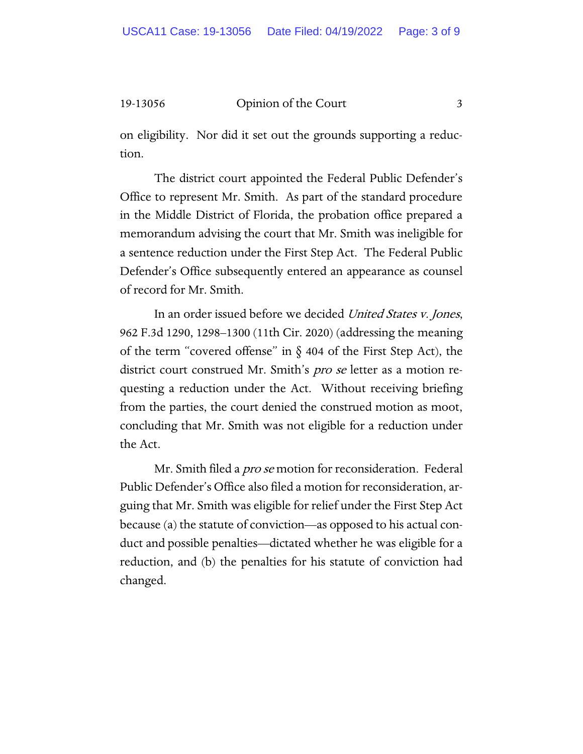on eligibility. Nor did it set out the grounds supporting a reduction.

The district court appointed the Federal Public Defender's Office to represent Mr. Smith. As part of the standard procedure in the Middle District of Florida, the probation office prepared a memorandum advising the court that Mr. Smith was ineligible for a sentence reduction under the First Step Act. The Federal Public Defender's Office subsequently entered an appearance as counsel of record for Mr. Smith.

In an order issued before we decided *United States v. Jones*, 962 F.3d 1290, 1298–1300 (11th Cir. 2020) (addressing the meaning of the term "covered offense" in § 404 of the First Step Act), the district court construed Mr. Smith's *pro se* letter as a motion requesting a reduction under the Act. Without receiving briefing from the parties, the court denied the construed motion as moot, concluding that Mr. Smith was not eligible for a reduction under the Act.

Mr. Smith filed a *pro se* motion for reconsideration. Federal Public Defender's Office also filed a motion for reconsideration, arguing that Mr. Smith was eligible for relief under the First Step Act because (a) the statute of conviction—as opposed to his actual conduct and possible penalties—dictated whether he was eligible for a reduction, and (b) the penalties for his statute of conviction had changed.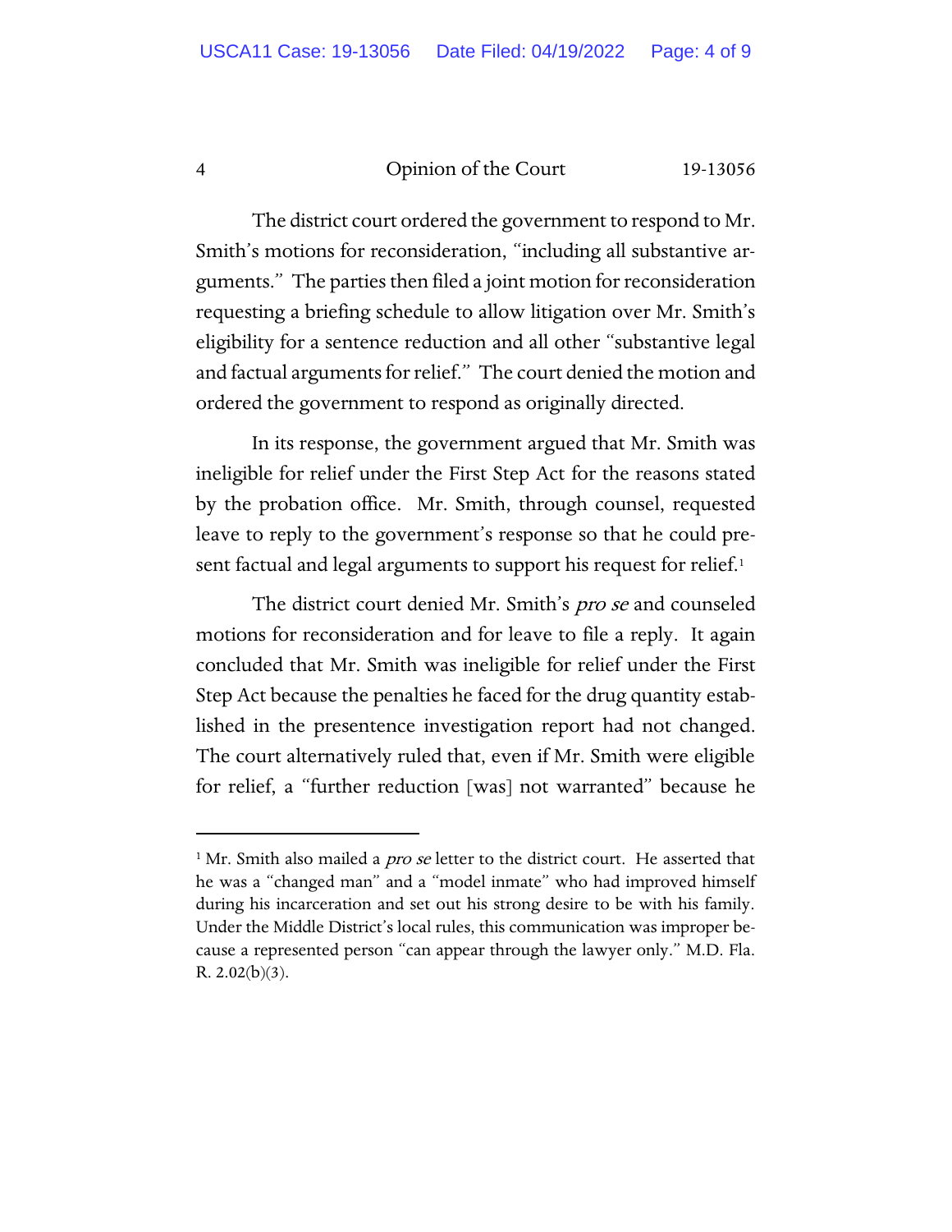The district court ordered the government to respond to Mr. Smith's motions for reconsideration, "including all substantive arguments." The parties then filed a joint motion for reconsideration requesting a briefing schedule to allow litigation over Mr. Smith's eligibility for a sentence reduction and all other "substantive legal and factual arguments for relief." The court denied the motion and ordered the government to respond as originally directed.

In its response, the government argued that Mr. Smith was ineligible for relief under the First Step Act for the reasons stated by the probation office. Mr. Smith, through counsel, requested leave to reply to the government's response so that he could present factual and legal arguments to support his request for relief.[1]

The district court denied Mr. Smith's *pro se* and counseled motions for reconsideration and for leave to file a reply. It again concluded that Mr. Smith was ineligible for relief under the First Step Act because the penalties he faced for the drug quantity established in the presentence investigation report had not changed. The court alternatively ruled that, even if Mr. Smith were eligible for relief, a "further reduction [was] not warranted" because he

---

[1] Mr. Smith also mailed a *pro se* letter to the district court. He asserted that he was a "changed man" and a "model inmate" who had improved himself during his incarceration and set out his strong desire to be with his family. Under the Middle District's local rules, this communication was improper because a represented person "can appear through the lawyer only." M.D. Fla. R. 2.02(b)(3).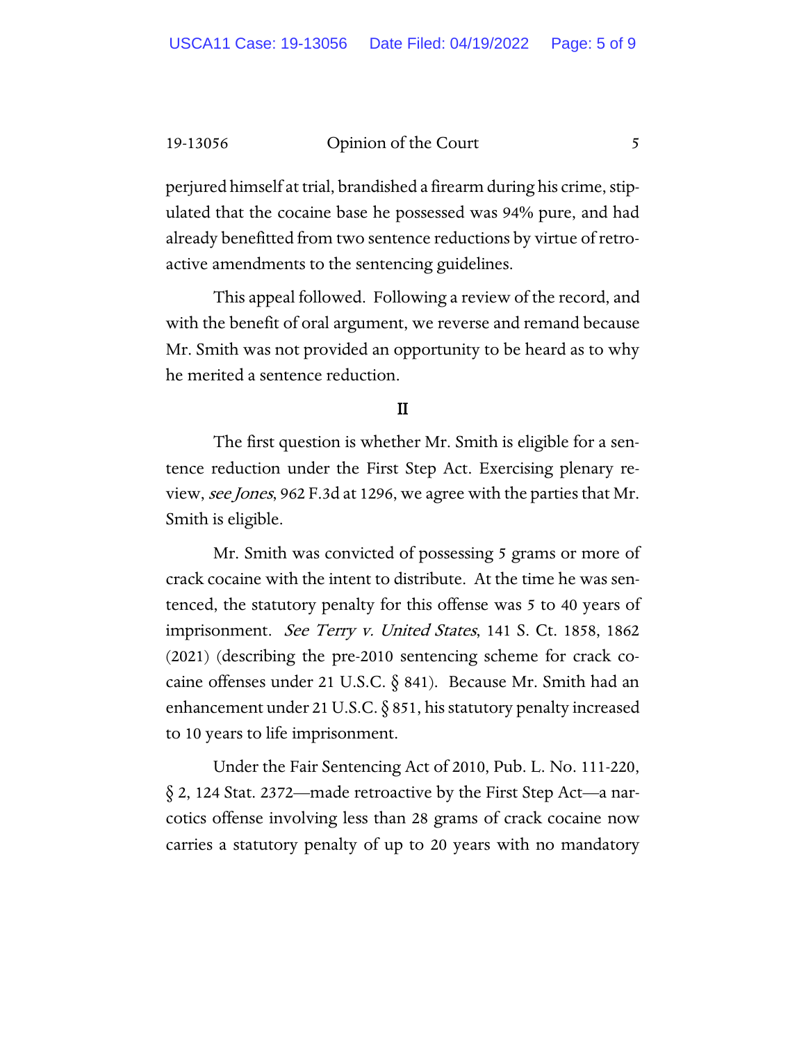perjured himself at trial, brandished a firearm during his crime, stipulated that the cocaine base he possessed was 94% pure, and had already benefitted from two sentence reductions by virtue of retroactive amendments to the sentencing guidelines.

This appeal followed. Following a review of the record, and with the benefit of oral argument, we reverse and remand because Mr. Smith was not provided an opportunity to be heard as to why he merited a sentence reduction.

## II

The first question is whether Mr. Smith is eligible for a sentence reduction under the First Step Act. Exercising plenary review, *see Jones*, 962 F.3d at 1296, we agree with the parties that Mr. Smith is eligible.

Mr. Smith was convicted of possessing 5 grams or more of crack cocaine with the intent to distribute. At the time he was sentenced, the statutory penalty for this offense was 5 to 40 years of imprisonment. *See Terry v. United States*, 141 S. Ct. 1858, 1862 (2021) (describing the pre-2010 sentencing scheme for crack cocaine offenses under 21 U.S.C. § 841). Because Mr. Smith had an enhancement under 21 U.S.C. § 851, his statutory penalty increased to 10 years to life imprisonment.

Under the Fair Sentencing Act of 2010, Pub. L. No. 111-220, § 2, 124 Stat. 2372—made retroactive by the First Step Act—a narcotics offense involving less than 28 grams of crack cocaine now carries a statutory penalty of up to 20 years with no mandatory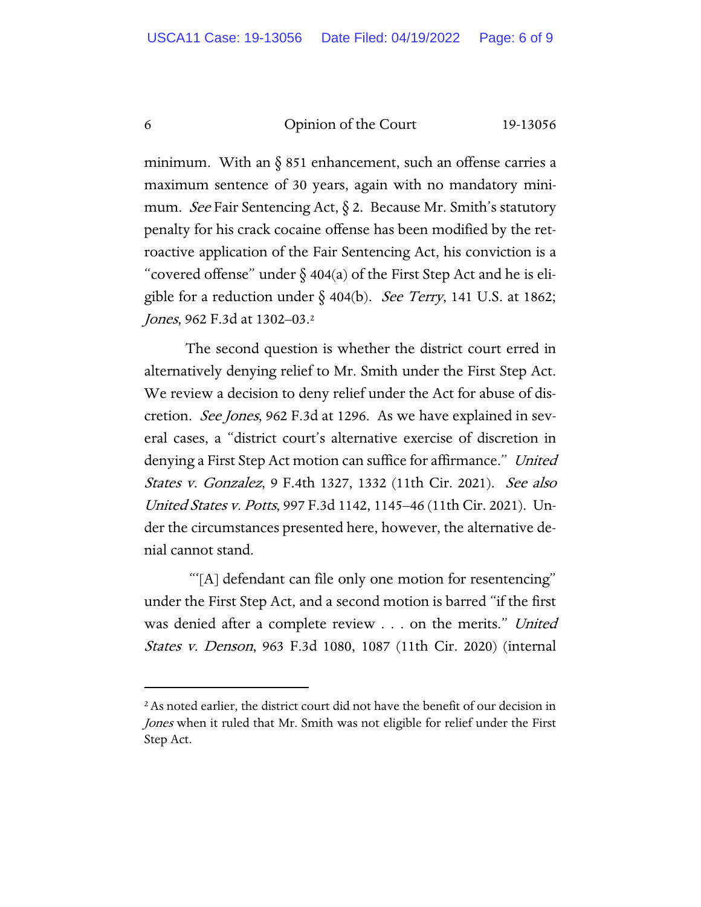minimum. With an § 851 enhancement, such an offense carries a maximum sentence of 30 years, again with no mandatory minimum. *See* Fair Sentencing Act, § 2. Because Mr. Smith's statutory penalty for his crack cocaine offense has been modified by the retroactive application of the Fair Sentencing Act, his conviction is a "covered offense" under § 404(a) of the First Step Act and he is eligible for a reduction under § 404(b). *See Terry*, 141 U.S. at 1862; *Jones*, 962 F.3d at 1302–03.[2]

The second question is whether the district court erred in alternatively denying relief to Mr. Smith under the First Step Act. We review a decision to deny relief under the Act for abuse of discretion. *See Jones*, 962 F.3d at 1296. As we have explained in several cases, a "district court's alternative exercise of discretion in denying a First Step Act motion can suffice for affirmance." *United States v. Gonzalez*, 9 F.4th 1327, 1332 (11th Cir. 2021). *See also United States v. Potts*, 997 F.3d 1142, 1145–46 (11th Cir. 2021). Under the circumstances presented here, however, the alternative denial cannot stand.

"'[A] defendant can file only one motion for resentencing" under the First Step Act, and a second motion is barred "if the first was denied after a complete review . . . on the merits." *United States v. Denson*, 963 F.3d 1080, 1087 (11th Cir. 2020) (internal

---

[2] As noted earlier, the district court did not have the benefit of our decision in *Jones* when it ruled that Mr. Smith was not eligible for relief under the First Step Act.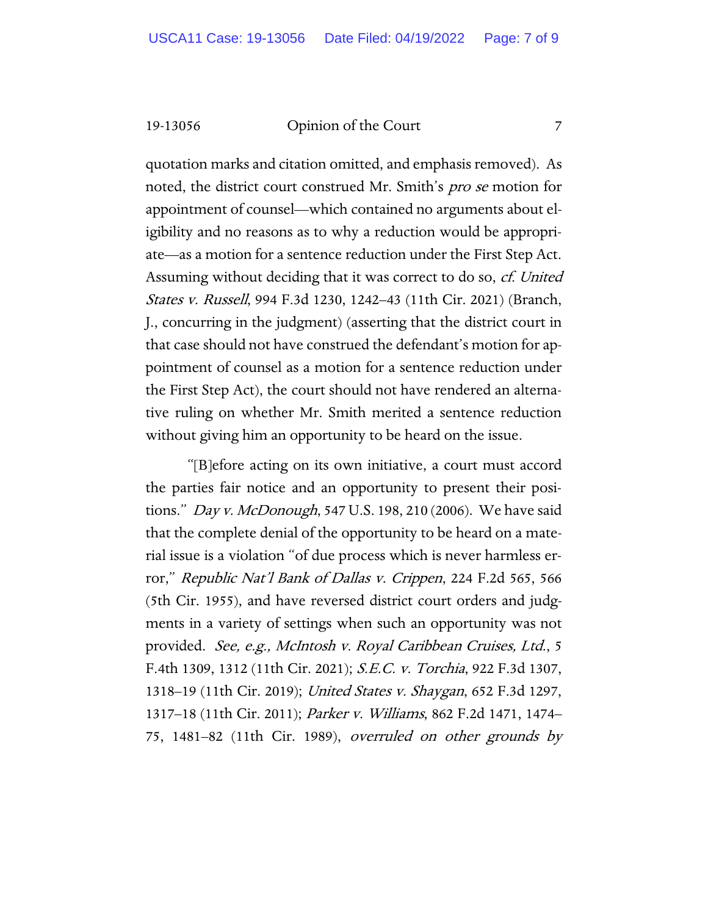quotation marks and citation omitted, and emphasis removed). As noted, the district court construed Mr. Smith's *pro se* motion for appointment of counsel—which contained no arguments about eligibility and no reasons as to why a reduction would be appropriate—as a motion for a sentence reduction under the First Step Act. Assuming without deciding that it was correct to do so, *cf. United States v. Russell*, 994 F.3d 1230, 1242–43 (11th Cir. 2021) (Branch, J., concurring in the judgment) (asserting that the district court in that case should not have construed the defendant's motion for appointment of counsel as a motion for a sentence reduction under the First Step Act), the court should not have rendered an alternative ruling on whether Mr. Smith merited a sentence reduction without giving him an opportunity to be heard on the issue.

"[B]efore acting on its own initiative, a court must accord the parties fair notice and an opportunity to present their positions." *Day v. McDonough*, 547 U.S. 198, 210 (2006). We have said that the complete denial of the opportunity to be heard on a material issue is a violation "of due process which is never harmless error," *Republic Nat'l Bank of Dallas v. Crippen*, 224 F.2d 565, 566 (5th Cir. 1955), and have reversed district court orders and judgments in a variety of settings when such an opportunity was not provided. *See, e.g., McIntosh v. Royal Caribbean Cruises, Ltd.*, 5 F.4th 1309, 1312 (11th Cir. 2021); *S.E.C. v. Torchia*, 922 F.3d 1307, 1318–19 (11th Cir. 2019); *United States v. Shaygan*, 652 F.3d 1297, 1317–18 (11th Cir. 2011); *Parker v. Williams*, 862 F.2d 1471, 1474–75, 1481–82 (11th Cir. 1989), *overruled on other grounds by*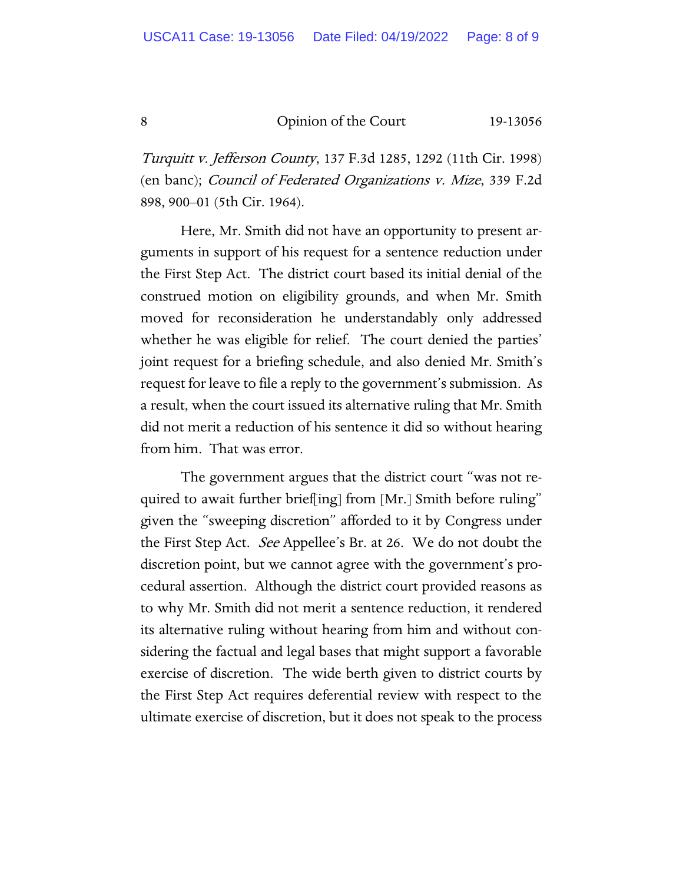*Turquitt v. Jefferson County*, 137 F.3d 1285, 1292 (11th Cir. 1998) (en banc); *Council of Federated Organizations v. Mize*, 339 F.2d 898, 900–01 (5th Cir. 1964).

Here, Mr. Smith did not have an opportunity to present arguments in support of his request for a sentence reduction under the First Step Act. The district court based its initial denial of the construed motion on eligibility grounds, and when Mr. Smith moved for reconsideration he understandably only addressed whether he was eligible for relief. The court denied the parties' joint request for a briefing schedule, and also denied Mr. Smith's request for leave to file a reply to the government's submission. As a result, when the court issued its alternative ruling that Mr. Smith did not merit a reduction of his sentence it did so without hearing from him. That was error.

The government argues that the district court "was not required to await further brief[ing] from [Mr.] Smith before ruling" given the "sweeping discretion" afforded to it by Congress under the First Step Act. *See* Appellee's Br. at 26. We do not doubt the discretion point, but we cannot agree with the government's procedural assertion. Although the district court provided reasons as to why Mr. Smith did not merit a sentence reduction, it rendered its alternative ruling without hearing from him and without considering the factual and legal bases that might support a favorable exercise of discretion. The wide berth given to district courts by the First Step Act requires deferential review with respect to the ultimate exercise of discretion, but it does not speak to the process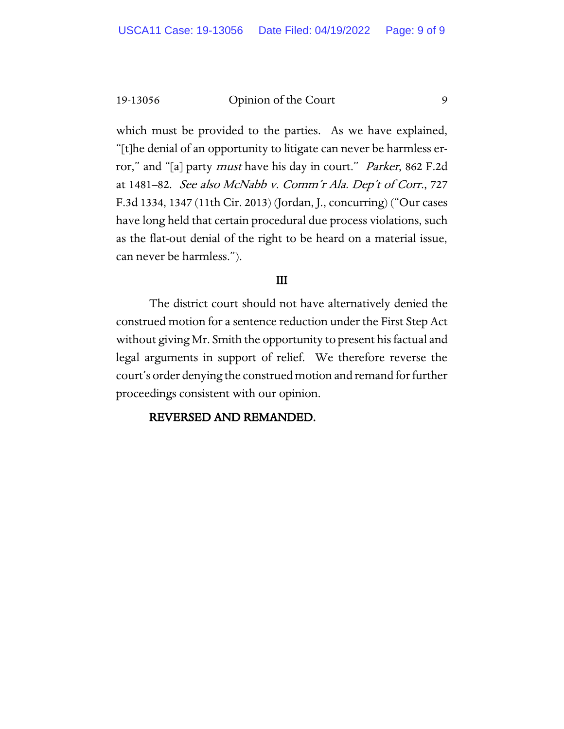which must be provided to the parties. As we have explained, "[t]he denial of an opportunity to litigate can never be harmless error," and "[a] party *must* have his day in court." *Parker*, 862 F.2d at 1481–82. *See also McNabb v. Comm'r Ala. Dep't of Corr.*, 727 F.3d 1334, 1347 (11th Cir. 2013) (Jordan, J., concurring) ("Our cases have long held that certain procedural due process violations, such as the flat-out denial of the right to be heard on a material issue, can never be harmless.").

## III

The district court should not have alternatively denied the construed motion for a sentence reduction under the First Step Act without giving Mr. Smith the opportunity to present his factual and legal arguments in support of relief. We therefore reverse the court's order denying the construed motion and remand for further proceedings consistent with our opinion.

**REVERSED AND REMANDED.**